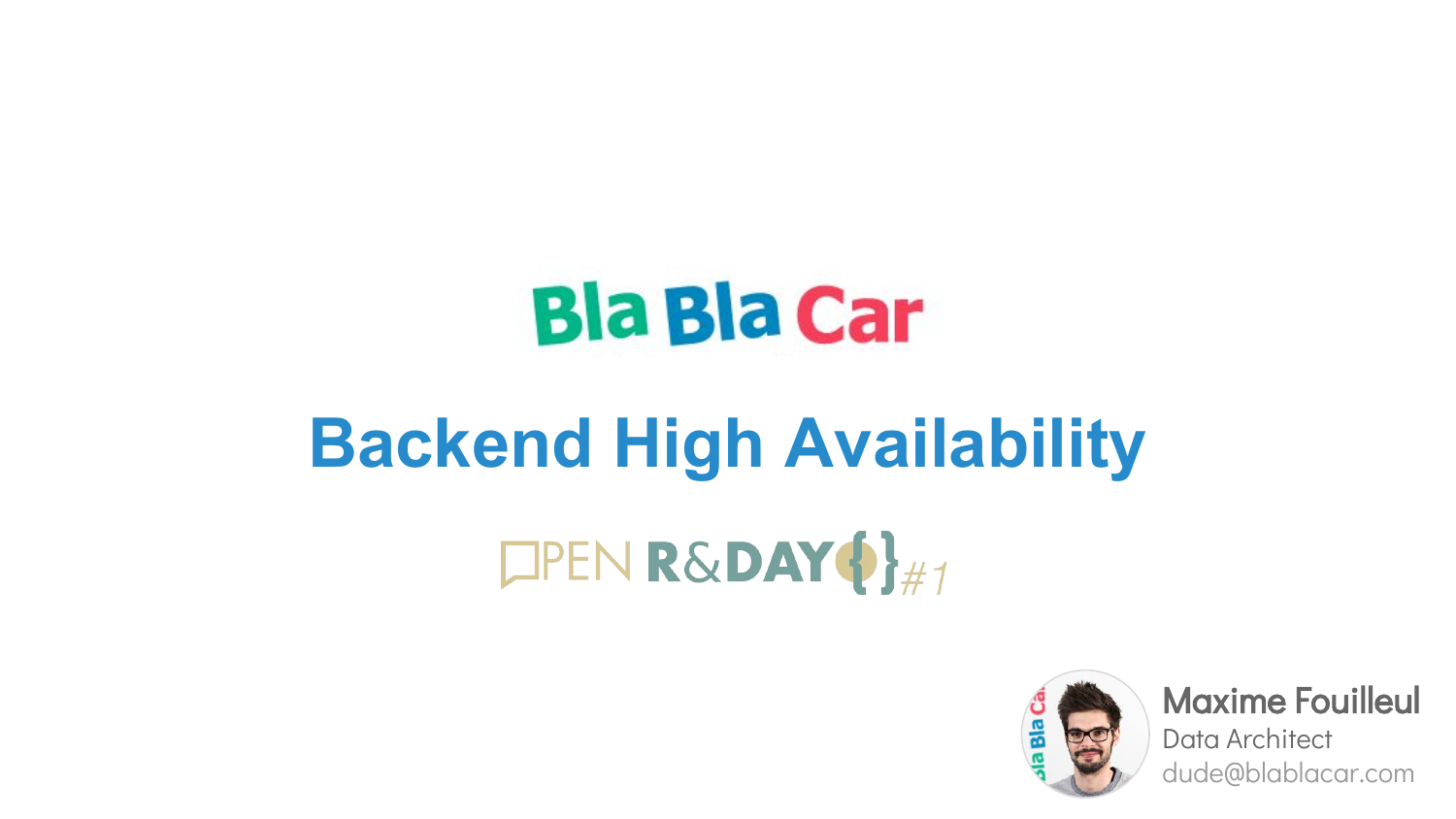Bla Bla Car

# Backend High Availability

OPEN R&DAY{}#1

**Maxime Fouilleul**
Data Architect
dude@blablacar.com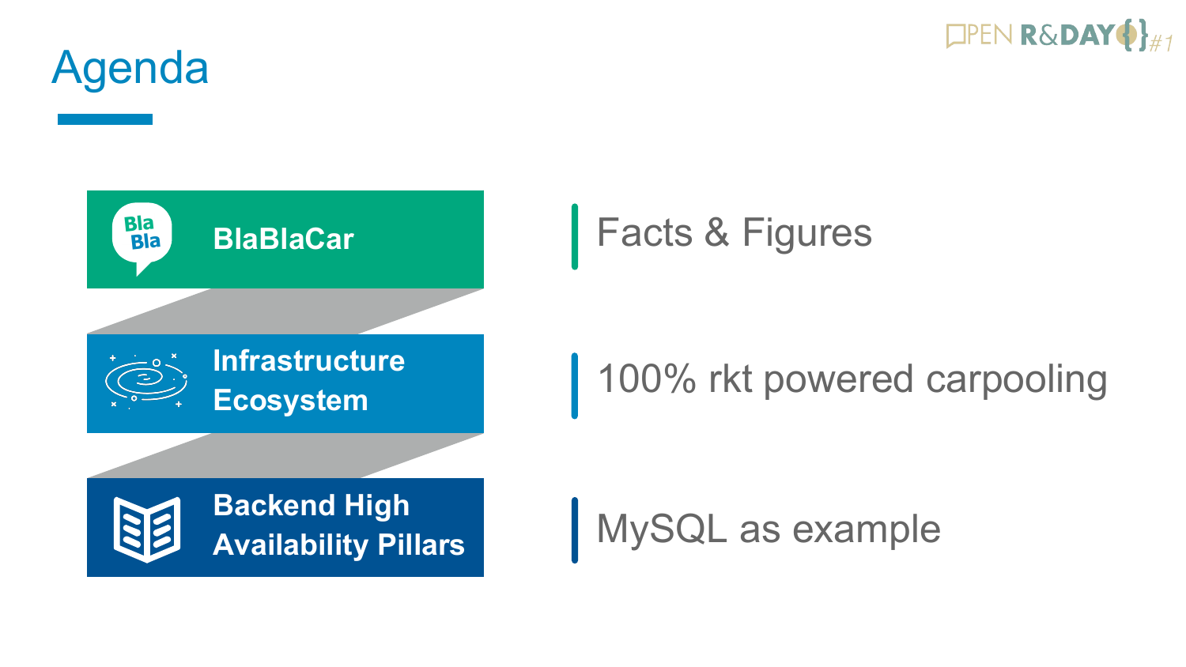# Agenda

| | |
|---|---|
| **BlaBlaCar** | Facts & Figures |
| **Infrastructure Ecosystem** | 100% rkt powered carpooling |
| **Backend High Availability Pillars** | MySQL as example |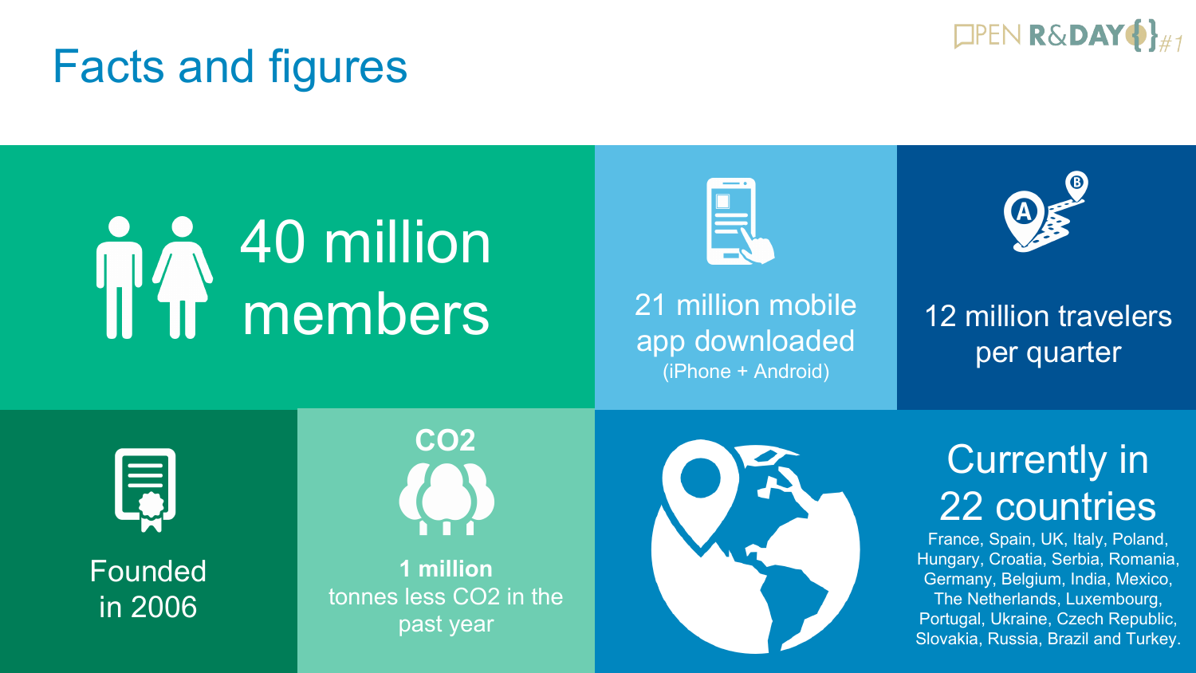# Facts and figures

40 million members

21 million mobile app downloaded
(iPhone + Android)

12 million travelers per quarter

Founded in 2006

$CO_2$

**1 million** tonnes less $CO_2$ in the past year

Currently in 22 countries

France, Spain, UK, Italy, Poland, Hungary, Croatia, Serbia, Romania, Germany, Belgium, India, Mexico, The Netherlands, Luxembourg, Portugal, Ukraine, Czech Republic, Slovakia, Russia, Brazil and Turkey.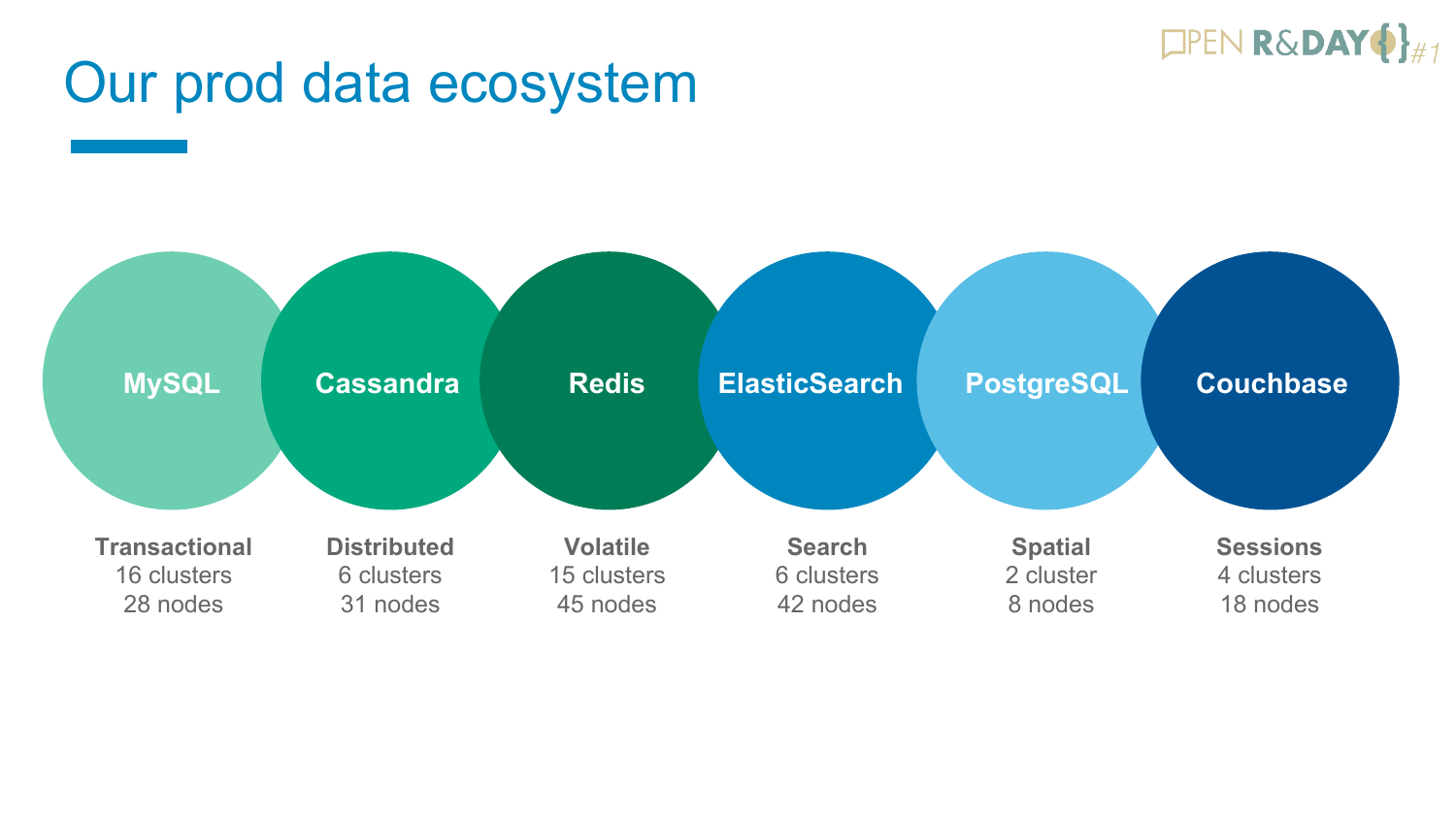# Our prod data ecosystem

| MySQL | Cassandra | Redis | ElasticSearch | PostgreSQL | Couchbase |
| --- | --- | --- | --- | --- | --- |
| **Transactional** | **Distributed** | **Volatile** | **Search** | **Spatial** | **Sessions** |
| 16 clusters | 6 clusters | 15 clusters | 6 clusters | 2 cluster | 4 clusters |
| 28 nodes | 31 nodes | 45 nodes | 42 nodes | 8 nodes | 18 nodes |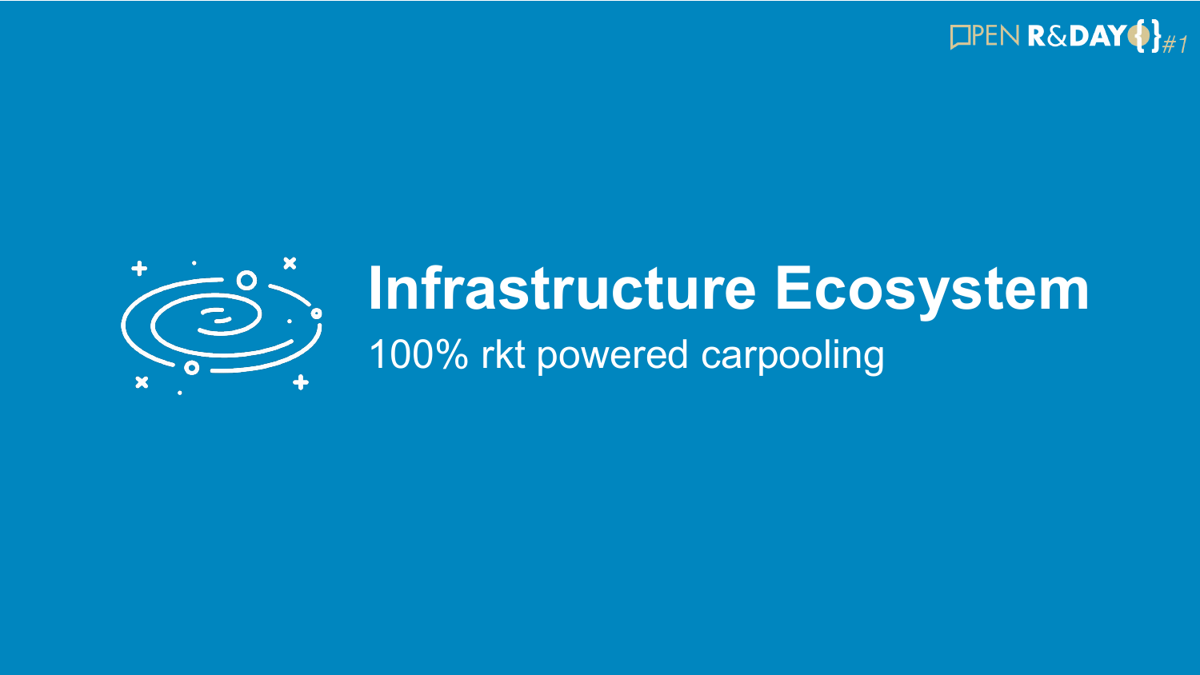# Infrastructure Ecosystem

100% rkt powered carpooling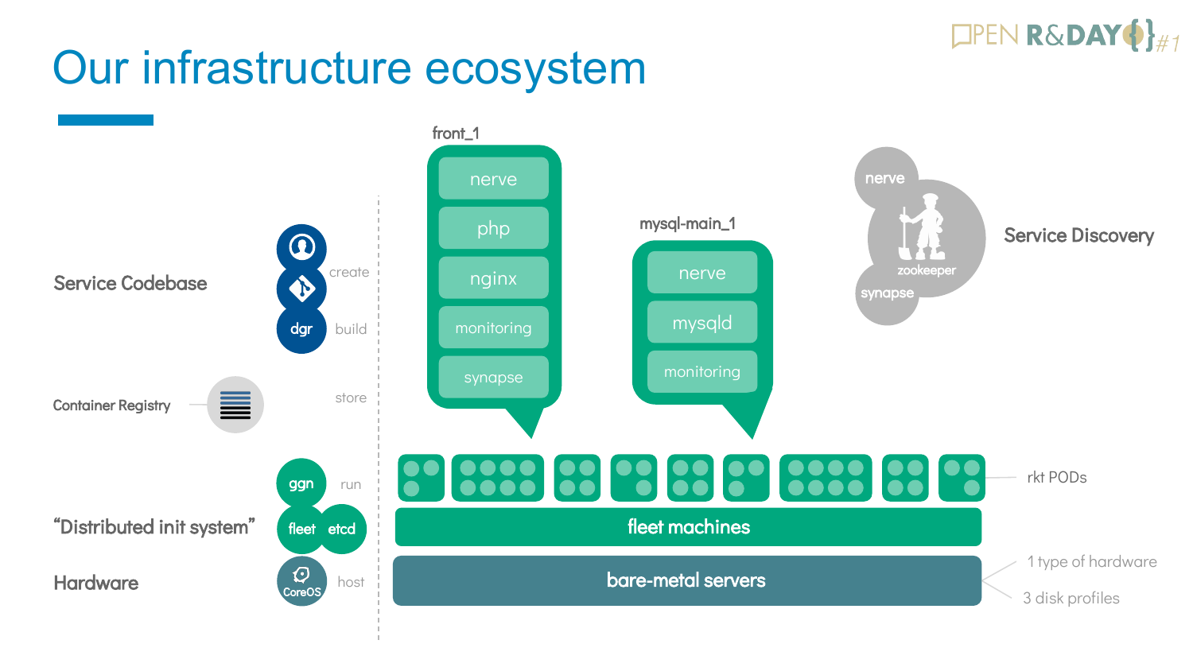# Our infrastructure ecosystem

**Service Codebase**
- create
- dgr — build

**Container Registry** — store

**“Distributed init system”**
- ggn — run
- fleet, etcd

**Hardware**
- CoreOS — host

front_1:
- nerve
- php
- nginx
- monitoring
- synapse

mysql-main_1:
- nerve
- mysqld
- monitoring

**Service Discovery**: nerve, zookeeper, synapse

rkt PODs

fleet machines

bare-metal servers
- 1 type of hardware
- 3 disk profiles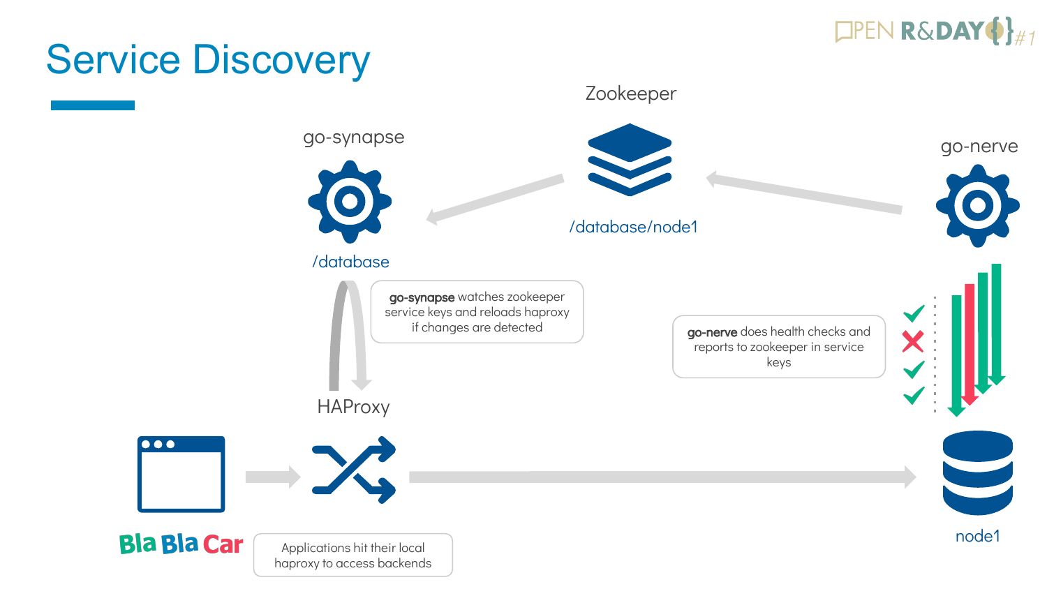# Service Discovery

Zookeeper

go-synapse

go-nerve

/database/node1

/database

**go-synapse** watches zookeeper service keys and reloads haproxy if changes are detected

**go-nerve** does health checks and reports to zookeeper in service keys

HAProxy

Bla Bla Car

Applications hit their local haproxy to access backends

node1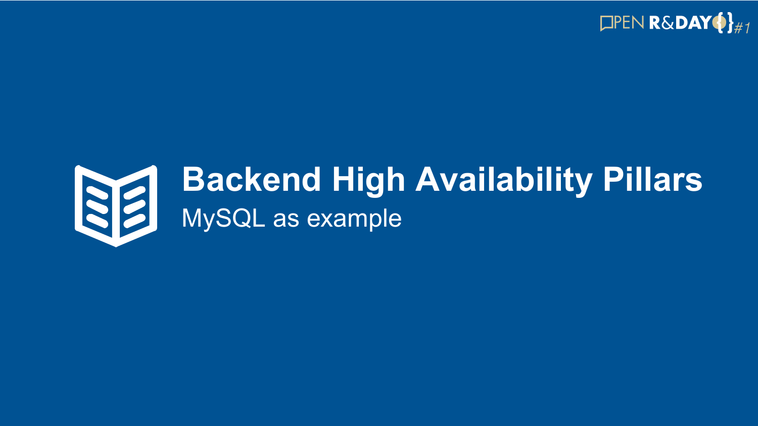# Backend High Availability Pillars

MySQL as example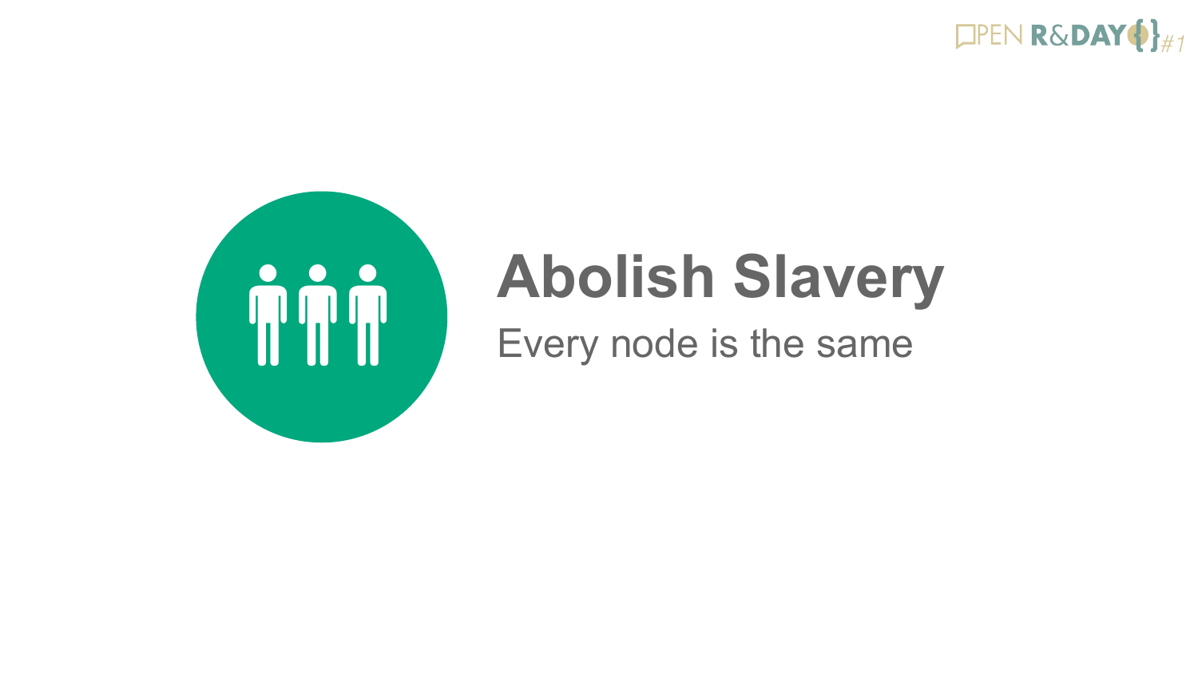# Abolish Slavery

Every node is the same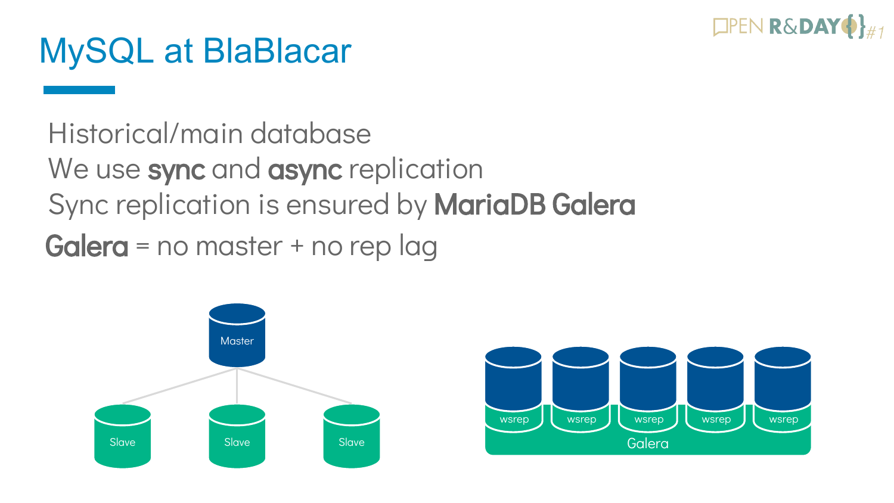# MySQL at BlaBlacar

Historical/main database

We use **sync** and **async** replication

Sync replication is ensured by **MariaDB Galera**

**Galera** = no master + no rep lag

Master

Slave Slave Slave

wsrep wsrep wsrep wsrep wsrep

Galera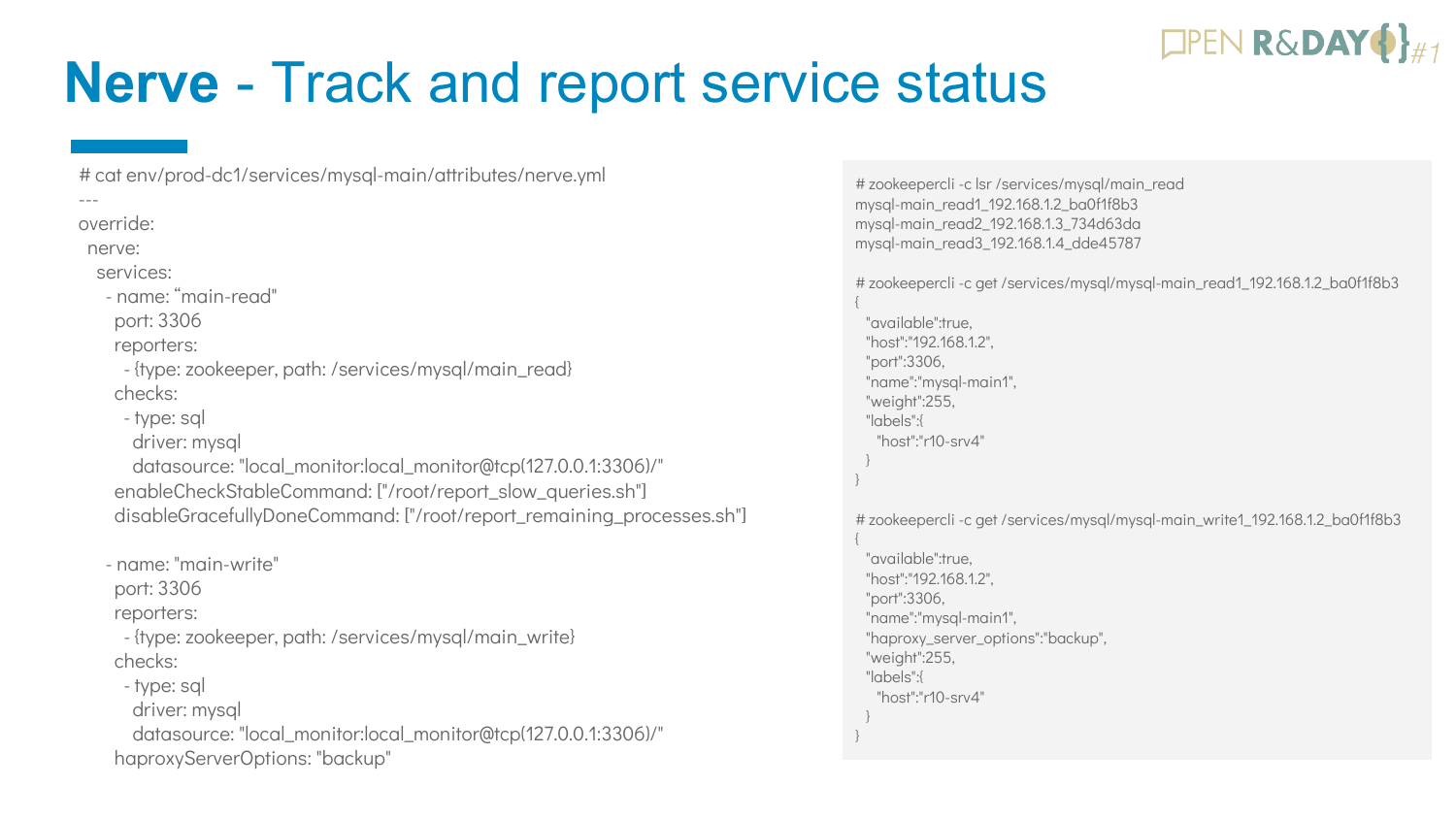# **Nerve** - Track and report service status

```
# cat env/prod-dc1/services/mysql-main/attributes/nerve.yml
---
override:
  nerve:
    services:
      - name: "main-read"
        port: 3306
        reporters:
          - {type: zookeeper, path: /services/mysql/main_read}
        checks:
          - type: sql
            driver: mysql
            datasource: "local_monitor:local_monitor@tcp(127.0.0.1:3306)/"
        enableCheckStableCommand: ["/root/report_slow_queries.sh"]
        disableGracefullyDoneCommand: ["/root/report_remaining_processes.sh"]

      - name: "main-write"
        port: 3306
        reporters:
          - {type: zookeeper, path: /services/mysql/main_write}
        checks:
          - type: sql
            driver: mysql
            datasource: "local_monitor:local_monitor@tcp(127.0.0.1:3306)/"
        haproxyServerOptions: "backup"
```

```
# zookeepercli -c lsr /services/mysql/main_read
mysql-main_read1_192.168.1.2_ba0f1f8b3
mysql-main_read2_192.168.1.3_734d63da
mysql-main_read3_192.168.1.4_dde45787

# zookeepercli -c get /services/mysql/mysql-main_read1_192.168.1.2_ba0f1f8b3
{
  "available":true,
  "host":"192.168.1.2",
  "port":3306,
  "name":"mysql-main1",
  "weight":255,
  "labels":{
    "host":"r10-srv4"
  }
}

# zookeepercli -c get /services/mysql/mysql-main_write1_192.168.1.2_ba0f1f8b3
{
  "available":true,
  "host":"192.168.1.2",
  "port":3306,
  "name":"mysql-main1",
  "haproxy_server_options":"backup",
  "weight":255,
  "labels":{
    "host":"r10-srv4"
  }
}
```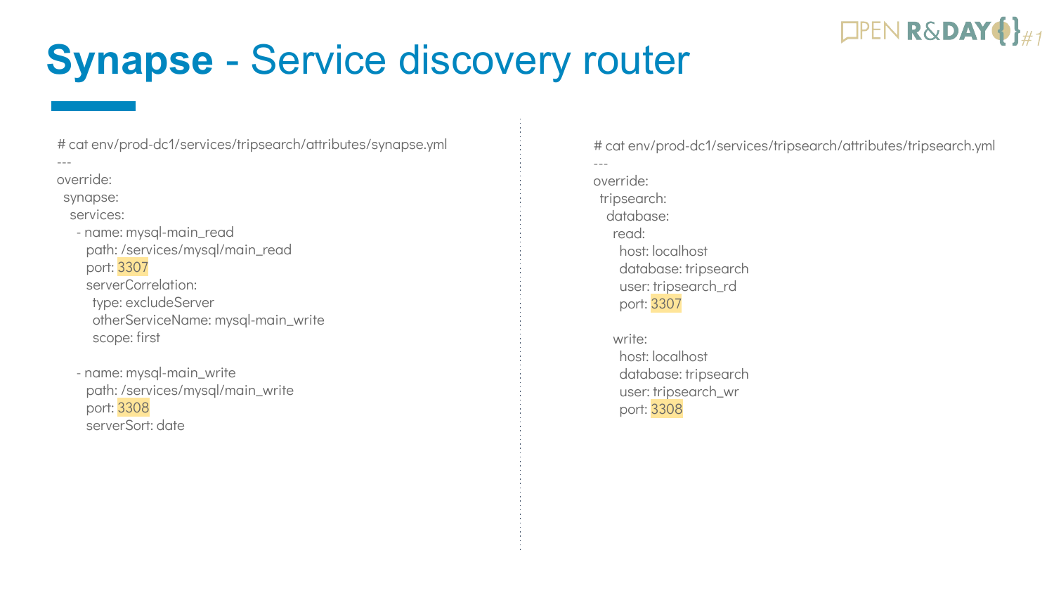# **Synapse** - Service discovery router

```
# cat env/prod-dc1/services/tripsearch/attributes/synapse.yml
---
override:
  synapse:
    services:
      - name: mysql-main_read
        path: /services/mysql/main_read
        port: 3307
        serverCorrelation:
          type: excludeServer
          otherServiceName: mysql-main_write
          scope: first

      - name: mysql-main_write
        path: /services/mysql/main_write
        port: 3308
        serverSort: date
```

```
# cat env/prod-dc1/services/tripsearch/attributes/tripsearch.yml
---
override:
  tripsearch:
    database:
      read:
        host: localhost
        database: tripsearch
        user: tripsearch_rd
        port: 3307

      write:
        host: localhost
        database: tripsearch
        user: tripsearch_wr
        port: 3308
```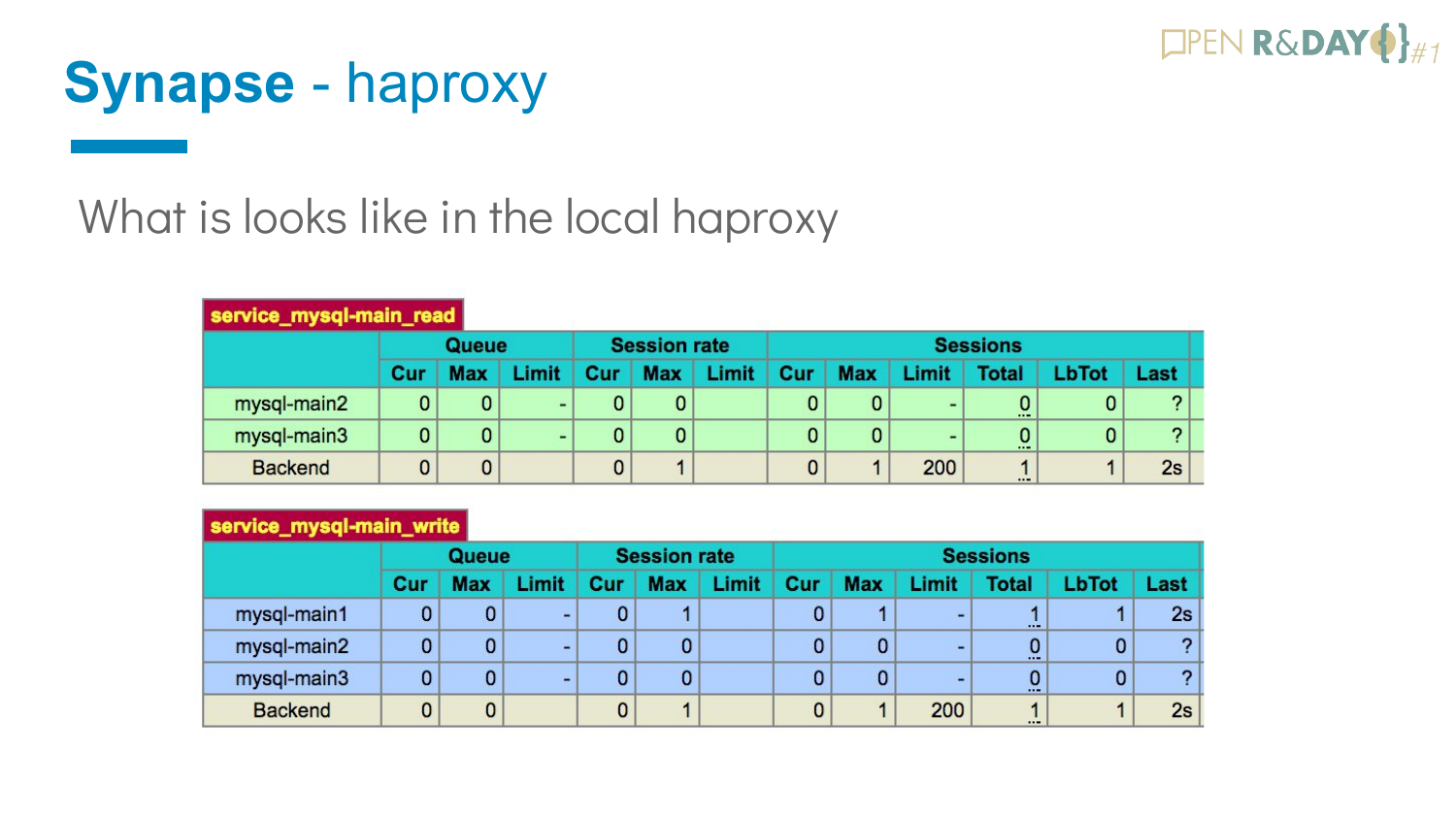# Synapse - haproxy

What is looks like in the local haproxy

**service_mysql-main_read**

| | Queue | | | Session rate | | | Sessions | | | | | |
|---|---|---|---|---|---|---|---|---|---|---|---|---|
| | Cur | Max | Limit | Cur | Max | Limit | Cur | Max | Limit | Total | LbTot | Last |
| mysql-main2 | 0 | 0 | - | 0 | 0 | | 0 | 0 | - | 0 | 0 | ? |
| mysql-main3 | 0 | 0 | - | 0 | 0 | | 0 | 0 | - | 0 | 0 | ? |
| Backend | 0 | 0 | | 0 | 1 | | 0 | 1 | 200 | 1 | 1 | 2s |

**service_mysql-main_write**

| | Queue | | | Session rate | | | Sessions | | | | | |
|---|---|---|---|---|---|---|---|---|---|---|---|---|
| | Cur | Max | Limit | Cur | Max | Limit | Cur | Max | Limit | Total | LbTot | Last |
| mysql-main1 | 0 | 0 | - | 0 | 1 | | 0 | 1 | - | 1 | 1 | 2s |
| mysql-main2 | 0 | 0 | - | 0 | 0 | | 0 | 0 | - | 0 | 0 | ? |
| mysql-main3 | 0 | 0 | - | 0 | 0 | | 0 | 0 | - | 0 | 0 | ? |
| Backend | 0 | 0 | | 0 | 1 | | 0 | 1 | 200 | 1 | 1 | 2s |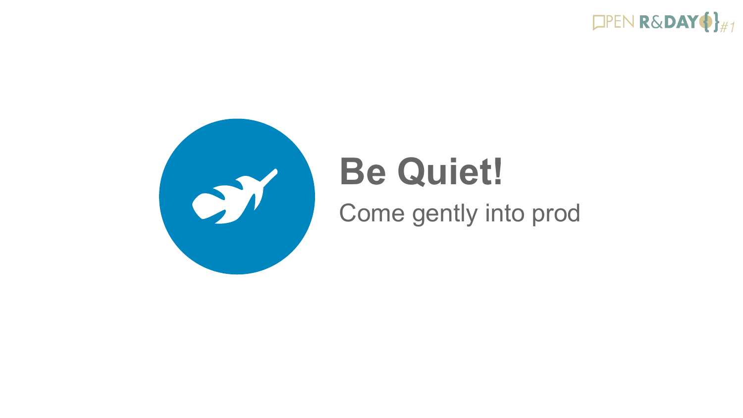# Be Quiet!

Come gently into prod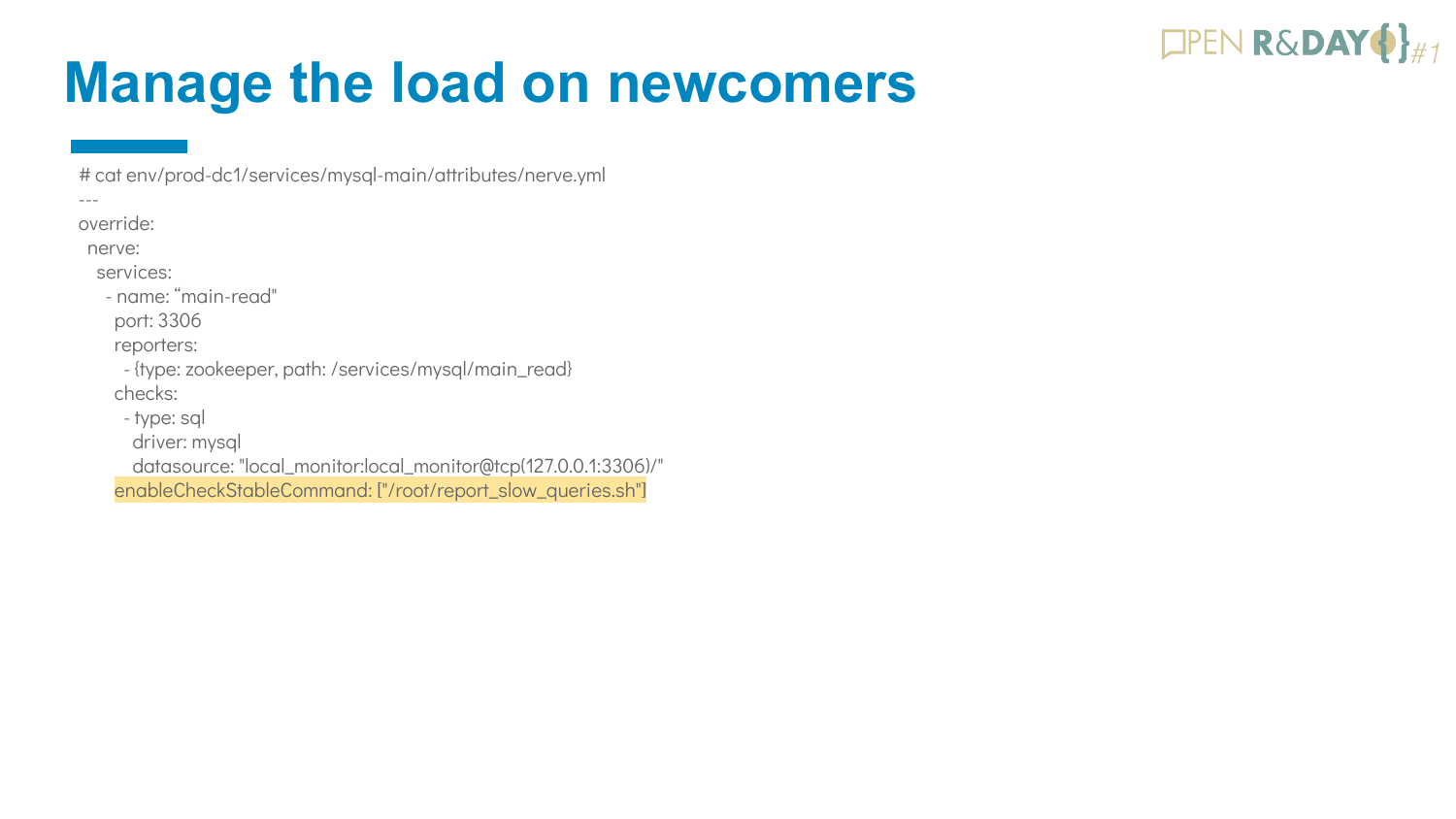# Manage the load on newcomers

```
# cat env/prod-dc1/services/mysql-main/attributes/nerve.yml
---
override:
  nerve:
    services:
      - name: “main-read"
        port: 3306
        reporters:
          - {type: zookeeper, path: /services/mysql/main_read}
        checks:
          - type: sql
            driver: mysql
            datasource: "local_monitor:local_monitor@tcp(127.0.0.1:3306)/"
        enableCheckStableCommand: ["/root/report_slow_queries.sh"]
```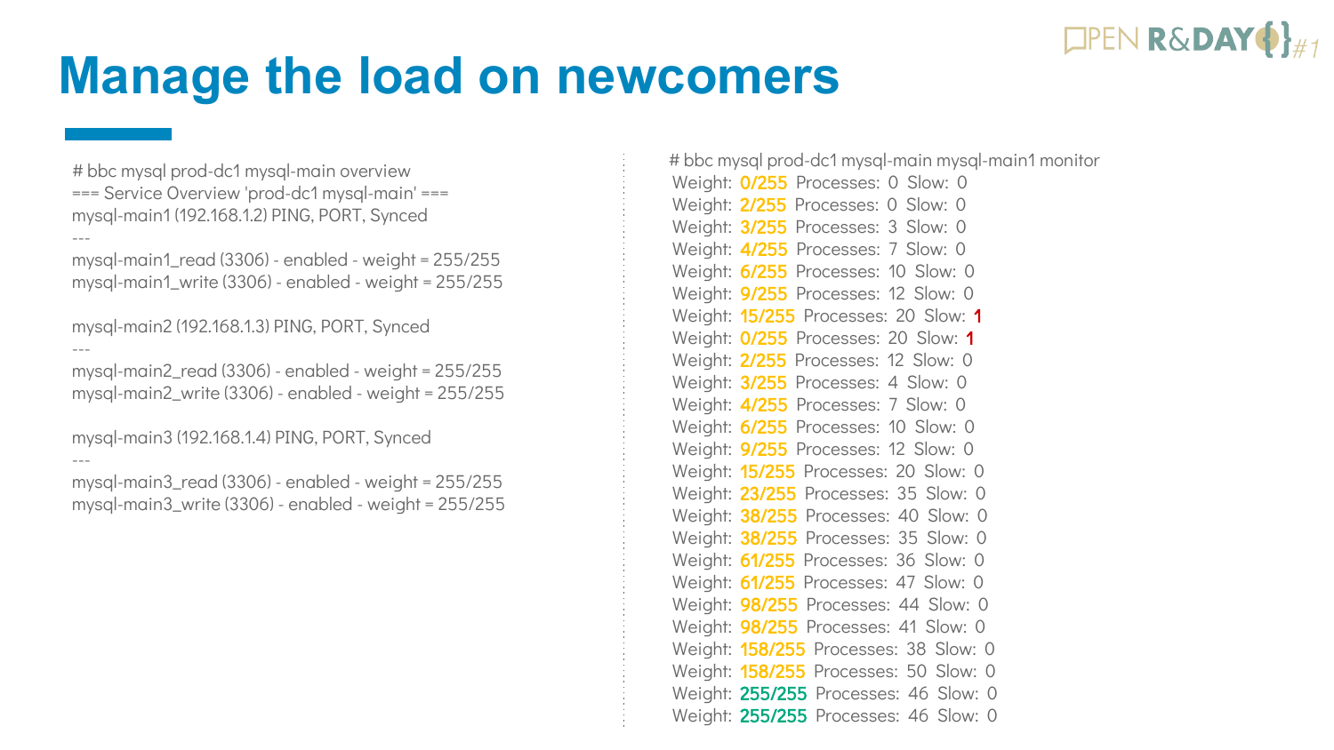# Manage the load on newcomers

```
# bbc mysql prod-dc1 mysql-main overview
=== Service Overview 'prod-dc1 mysql-main' ===
mysql-main1 (192.168.1.2) PING, PORT, Synced
---
mysql-main1_read (3306) - enabled - weight = 255/255
mysql-main1_write (3306) - enabled - weight = 255/255

mysql-main2 (192.168.1.3) PING, PORT, Synced
---
mysql-main2_read (3306) - enabled - weight = 255/255
mysql-main2_write (3306) - enabled - weight = 255/255

mysql-main3 (192.168.1.4) PING, PORT, Synced
---
mysql-main3_read (3306) - enabled - weight = 255/255
mysql-main3_write (3306) - enabled - weight = 255/255
```

```
# bbc mysql prod-dc1 mysql-main mysql-main1 monitor
Weight: 0/255 Processes: 0 Slow: 0
Weight: 2/255 Processes: 0 Slow: 0
Weight: 3/255 Processes: 3 Slow: 0
Weight: 4/255 Processes: 7 Slow: 0
Weight: 6/255 Processes: 10 Slow: 0
Weight: 9/255 Processes: 12 Slow: 0
Weight: 15/255 Processes: 20 Slow: 1
Weight: 0/255 Processes: 20 Slow: 1
Weight: 2/255 Processes: 12 Slow: 0
Weight: 3/255 Processes: 4 Slow: 0
Weight: 4/255 Processes: 7 Slow: 0
Weight: 6/255 Processes: 10 Slow: 0
Weight: 9/255 Processes: 12 Slow: 0
Weight: 15/255 Processes: 20 Slow: 0
Weight: 23/255 Processes: 35 Slow: 0
Weight: 38/255 Processes: 40 Slow: 0
Weight: 38/255 Processes: 35 Slow: 0
Weight: 61/255 Processes: 36 Slow: 0
Weight: 61/255 Processes: 47 Slow: 0
Weight: 98/255 Processes: 44 Slow: 0
Weight: 98/255 Processes: 41 Slow: 0
Weight: 158/255 Processes: 38 Slow: 0
Weight: 158/255 Processes: 50 Slow: 0
Weight: 255/255 Processes: 46 Slow: 0
Weight: 255/255 Processes: 46 Slow: 0
```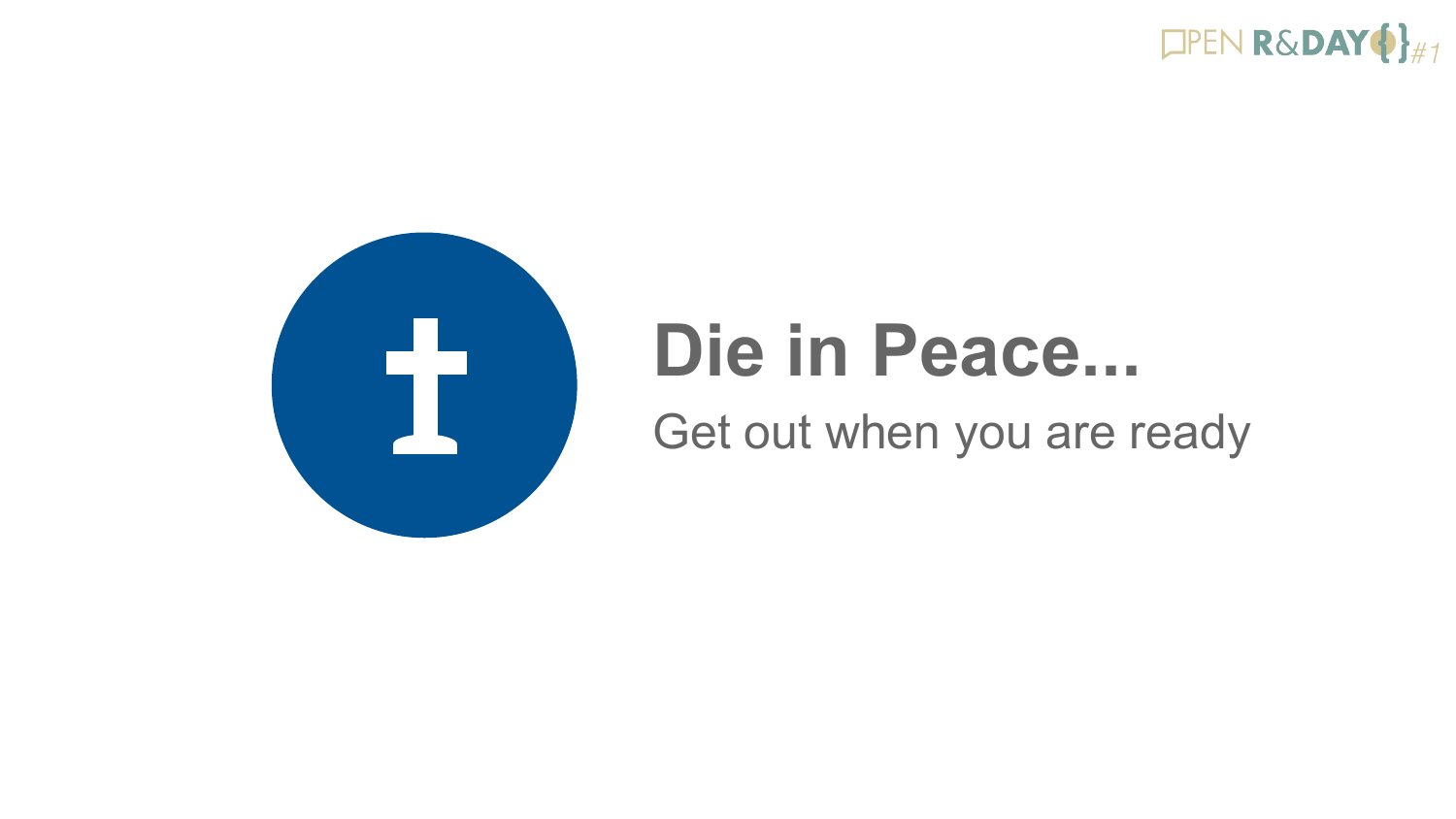# Die in Peace...

Get out when you are ready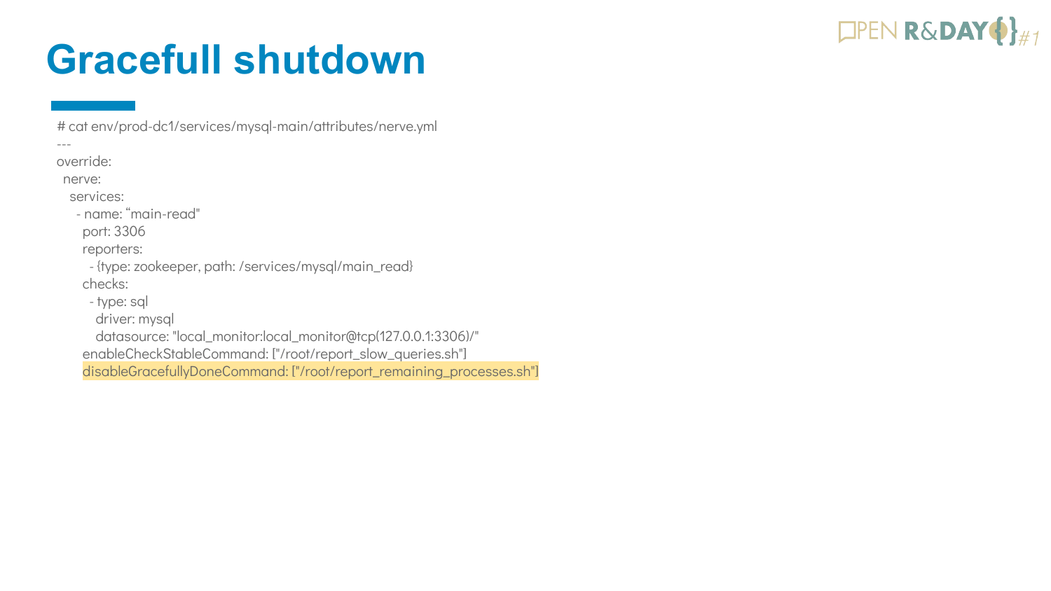# Gracefull shutdown

```
# cat env/prod-dc1/services/mysql-main/attributes/nerve.yml
---
override:
  nerve:
    services:
      - name: “main-read"
        port: 3306
        reporters:
          - {type: zookeeper, path: /services/mysql/main_read}
        checks:
          - type: sql
            driver: mysql
            datasource: "local_monitor:local_monitor@tcp(127.0.0.1:3306)/"
        enableCheckStableCommand: ["/root/report_slow_queries.sh"]
        disableGracefullyDoneCommand: ["/root/report_remaining_processes.sh"]
```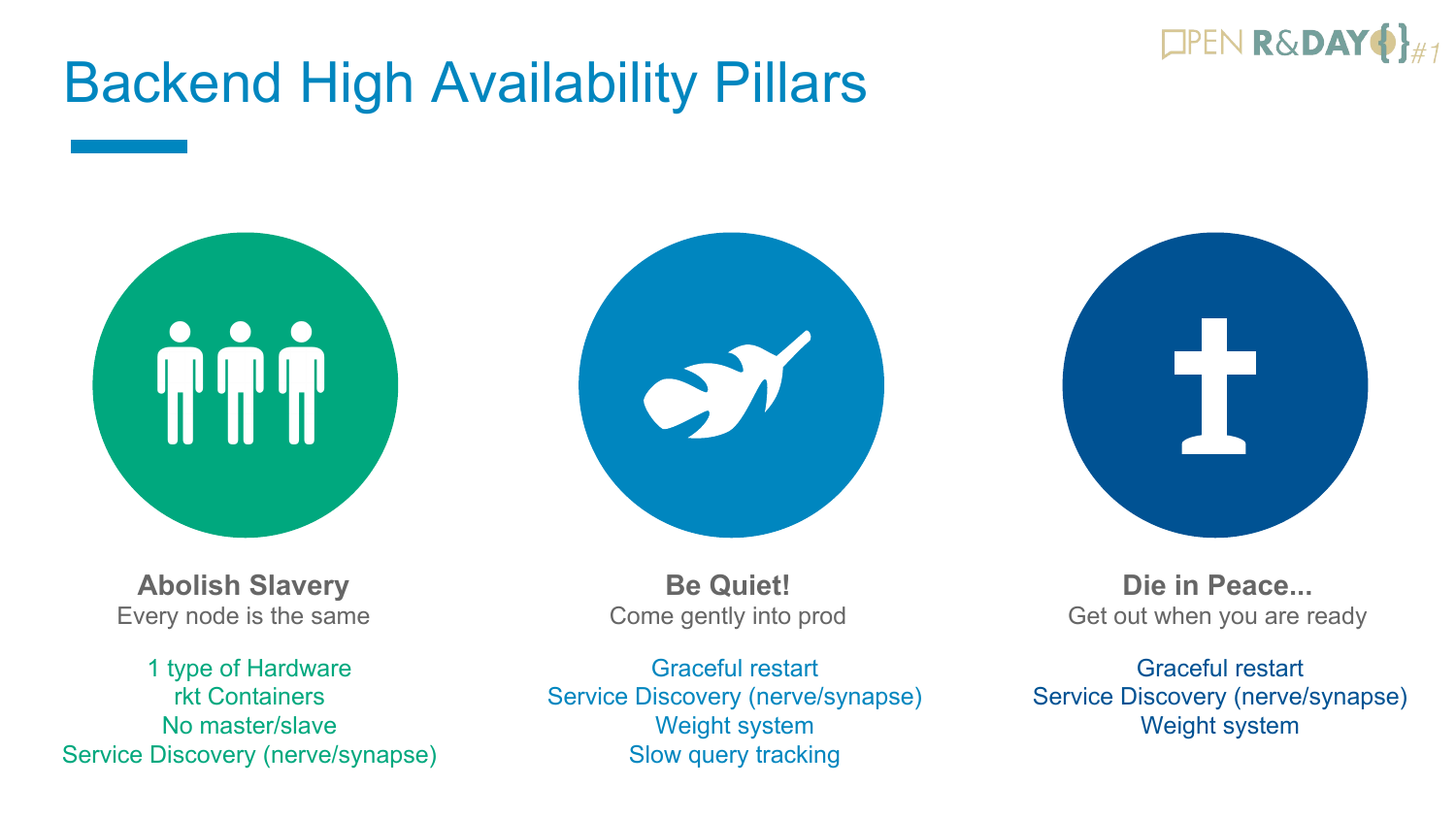# Backend High Availability Pillars

### Abolish Slavery

Every node is the same

1 type of Hardware
rkt Containers
No master/slave
Service Discovery (nerve/synapse)

### Be Quiet!

Come gently into prod

Graceful restart
Service Discovery (nerve/synapse)
Weight system
Slow query tracking

### Die in Peace...

Get out when you are ready

Graceful restart
Service Discovery (nerve/synapse)
Weight system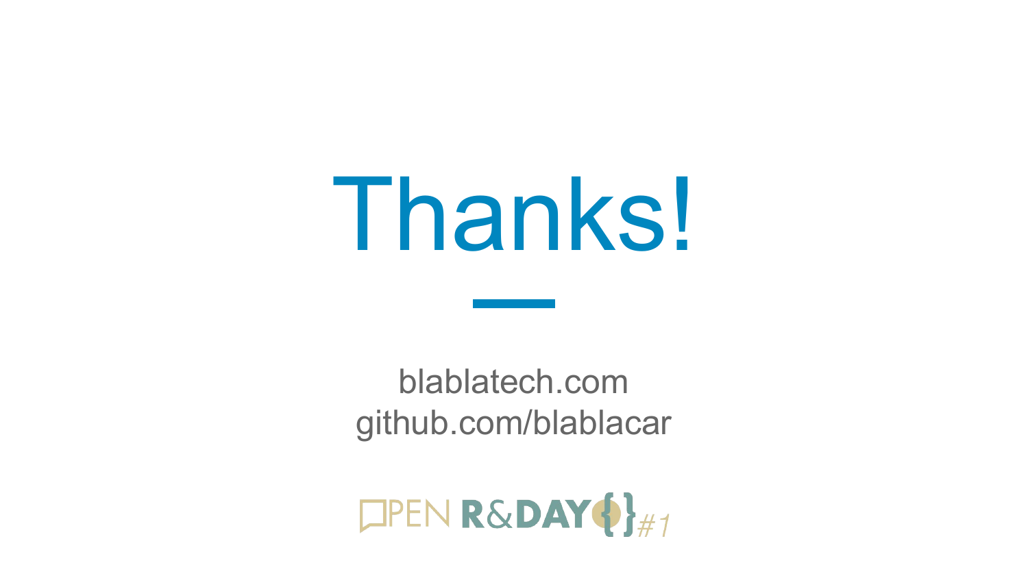# Thanks!

blablatech.com
github.com/blablacar

OPEN R&DAY {} #1